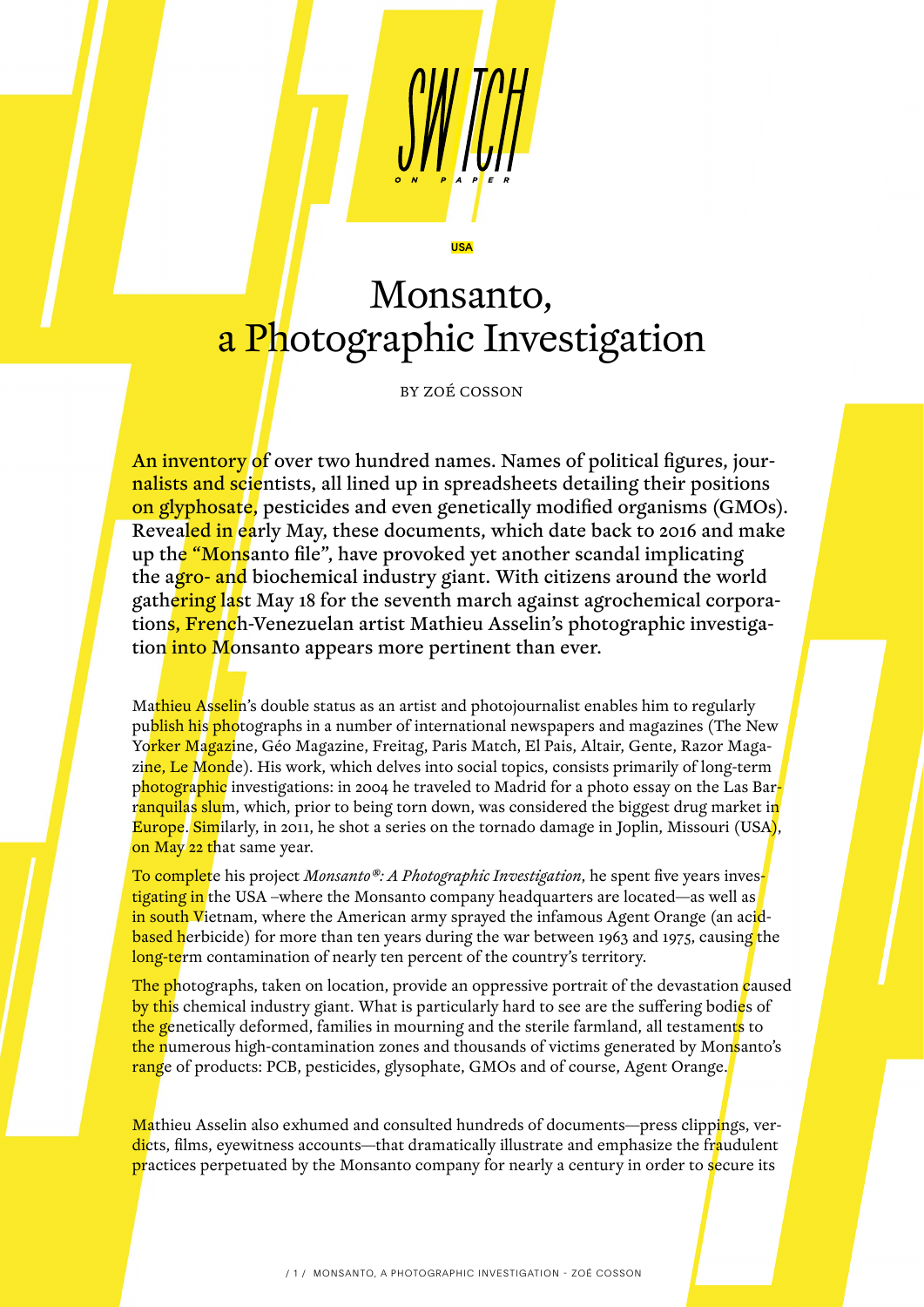SWITCH ON PAPER

USA

# Monsanto, a Photographic Investigation

BY ZOÉ COSSON

**An inventory of over two hundred names. Names of political figures, journalists and scientists, all lined up in spreadsheets detailing their positions on glyphosate, pesticides and even genetically modified organisms (GMOs). Revealed in early May, these documents, which date back to 2016 and make up the "Monsanto file", have provoked yet another scandal implicating the agro- and biochemical industry giant. With citizens around the world gathering last May 18 for the seventh march against agrochemical corporations, French-Venezuelan artist Mathieu Asselin's photographic investigation into Monsanto appears more pertinent than ever.**

Mathieu Asselin's double status as an artist and photojournalist enables him to regularly publish his photographs in a number of international newspapers and magazines (The New Yorker Magazine, Géo Magazine, Freitag, Paris Match, El Pais, Altair, Gente, Razor Magazine, Le Monde). His work, which delves into social topics, consists primarily of long-term photographic investigations: in 2004 he traveled to Madrid for a photo essay on the Las Barranquilas slum, which, prior to being torn down, was considered the biggest drug market in Europe. Similarly, in 2011, he shot a series on the tornado damage in Joplin, Missouri (USA), on May 22 that same year.

To complete his project *Monsanto®: A Photographic Investigation*, he spent five years investigating in the USA –where the Monsanto company headquarters are located—as well as in south Vietnam, where the American army sprayed the infamous Agent Orange (an acid-based herbicide) for more than ten years during the war between 1963 and 1975, causing the long-term contamination of nearly ten percent of the country's territory.

The photographs, taken on location, provide an oppressive portrait of the devastation caused by this chemical industry giant. What is particularly hard to see are the suffering bodies of the genetically deformed, families in mourning and the sterile farmland, all testaments to the numerous high-contamination zones and thousands of victims generated by Monsanto's range of products: PCB, pesticides, glysophate, GMOs and of course, Agent Orange.

Mathieu Asselin also exhumed and consulted hundreds of documents—press clippings, verdicts, films, eyewitness accounts—that dramatically illustrate and emphasize the fraudulent practices perpetuated by the Monsanto company for nearly a century in order to secure its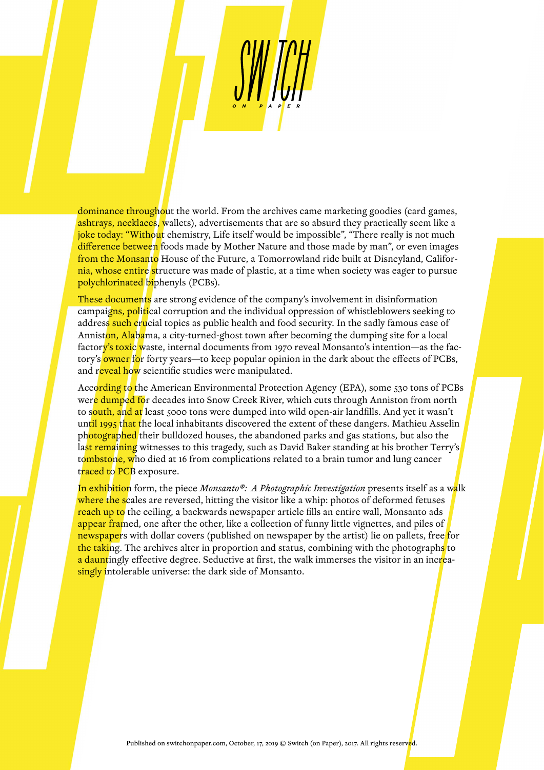dominance throughout the world. From the archives came marketing goodies (card games, ashtrays, necklaces, wallets), advertisements that are so absurd they practically seem like a joke today: "Without chemistry, Life itself would be impossible", "There really is not much difference between foods made by Mother Nature and those made by man", or even images from the Monsanto House of the Future, a Tomorrowland ride built at Disneyland, California, whose entire structure was made of plastic, at a time when society was eager to pursue polychlorinated biphenyls (PCBs).

These documents are strong evidence of the company's involvement in disinformation campaigns, political corruption and the individual oppression of whistleblowers seeking to address such crucial topics as public health and food security. In the sadly famous case of Anniston, Alabama, a city-turned-ghost town after becoming the dumping site for a local factory's toxic waste, internal documents from 1970 reveal Monsanto's intention—as the factory's owner for forty years—to keep popular opinion in the dark about the effects of PCBs, and reveal how scientific studies were manipulated.

According to the American Environmental Protection Agency (EPA), some 530 tons of PCBs were dumped for decades into Snow Creek River, which cuts through Anniston from north to south, and at least 5000 tons were dumped into wild open-air landfills. And yet it wasn't until 1995 that the local inhabitants discovered the extent of these dangers. Mathieu Asselin photographed their bulldozed houses, the abandoned parks and gas stations, but also the last remaining witnesses to this tragedy, such as David Baker standing at his brother Terry's tombstone, who died at 16 from complications related to a brain tumor and lung cancer traced to PCB exposure.

In exhibition form, the piece *Monsanto®: A Photographic Investigation* presents itself as a walk where the scales are reversed, hitting the visitor like a whip: photos of deformed fetuses reach up to the ceiling, a backwards newspaper article fills an entire wall, Monsanto ads appear framed, one after the other, like a collection of funny little vignettes, and piles of newspapers with dollar covers (published on newspaper by the artist) lie on pallets, free for the taking. The archives alter in proportion and status, combining with the photographs to a dauntingly effective degree. Seductive at first, the walk immerses the visitor in an increasingly intolerable universe: the dark side of Monsanto.

Published on switchonpaper.com, October, 17, 2019 © Switch (on Paper), 2017. All rights reserved.